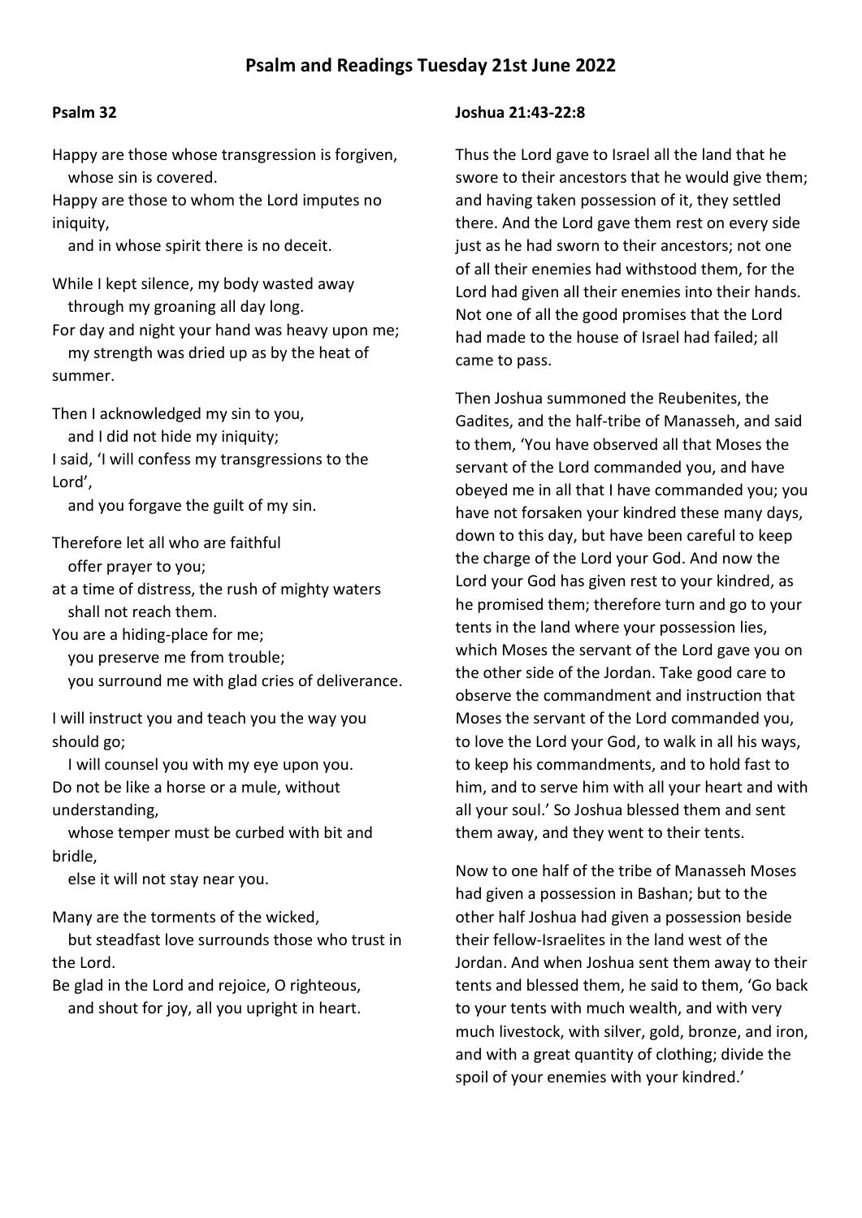# Psalm and Readings Tuesday 21st June 2022

**Psalm 32**

Happy are those whose transgression is forgiven,
   whose sin is covered.
Happy are those to whom the Lord imputes no iniquity,
   and in whose spirit there is no deceit.

While I kept silence, my body wasted away
   through my groaning all day long.
For day and night your hand was heavy upon me;
   my strength was dried up as by the heat of summer.

Then I acknowledged my sin to you,
   and I did not hide my iniquity;
I said, 'I will confess my transgressions to the Lord',
   and you forgave the guilt of my sin.

Therefore let all who are faithful
   offer prayer to you;
at a time of distress, the rush of mighty waters
   shall not reach them.
You are a hiding-place for me;
   you preserve me from trouble;
   you surround me with glad cries of deliverance.

I will instruct you and teach you the way you should go;
   I will counsel you with my eye upon you.
Do not be like a horse or a mule, without understanding,
   whose temper must be curbed with bit and bridle,
   else it will not stay near you.

Many are the torments of the wicked,
   but steadfast love surrounds those who trust in the Lord.
Be glad in the Lord and rejoice, O righteous,
   and shout for joy, all you upright in heart.

**Joshua 21:43-22:8**

Thus the Lord gave to Israel all the land that he swore to their ancestors that he would give them; and having taken possession of it, they settled there. And the Lord gave them rest on every side just as he had sworn to their ancestors; not one of all their enemies had withstood them, for the Lord had given all their enemies into their hands. Not one of all the good promises that the Lord had made to the house of Israel had failed; all came to pass.

Then Joshua summoned the Reubenites, the Gadites, and the half-tribe of Manasseh, and said to them, 'You have observed all that Moses the servant of the Lord commanded you, and have obeyed me in all that I have commanded you; you have not forsaken your kindred these many days, down to this day, but have been careful to keep the charge of the Lord your God. And now the Lord your God has given rest to your kindred, as he promised them; therefore turn and go to your tents in the land where your possession lies, which Moses the servant of the Lord gave you on the other side of the Jordan. Take good care to observe the commandment and instruction that Moses the servant of the Lord commanded you, to love the Lord your God, to walk in all his ways, to keep his commandments, and to hold fast to him, and to serve him with all your heart and with all your soul.' So Joshua blessed them and sent them away, and they went to their tents.

Now to one half of the tribe of Manasseh Moses had given a possession in Bashan; but to the other half Joshua had given a possession beside their fellow-Israelites in the land west of the Jordan. And when Joshua sent them away to their tents and blessed them, he said to them, 'Go back to your tents with much wealth, and with very much livestock, with silver, gold, bronze, and iron, and with a great quantity of clothing; divide the spoil of your enemies with your kindred.'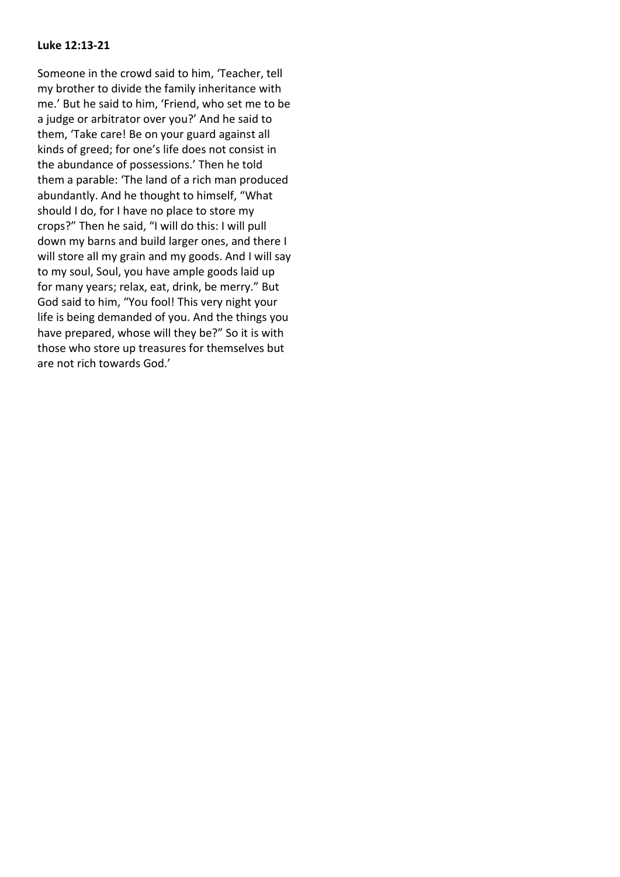**Luke 12:13-21**

Someone in the crowd said to him, 'Teacher, tell my brother to divide the family inheritance with me.' But he said to him, 'Friend, who set me to be a judge or arbitrator over you?' And he said to them, 'Take care! Be on your guard against all kinds of greed; for one's life does not consist in the abundance of possessions.' Then he told them a parable: 'The land of a rich man produced abundantly. And he thought to himself, "What should I do, for I have no place to store my crops?" Then he said, "I will do this: I will pull down my barns and build larger ones, and there I will store all my grain and my goods. And I will say to my soul, Soul, you have ample goods laid up for many years; relax, eat, drink, be merry." But God said to him, "You fool! This very night your life is being demanded of you. And the things you have prepared, whose will they be?" So it is with those who store up treasures for themselves but are not rich towards God.'